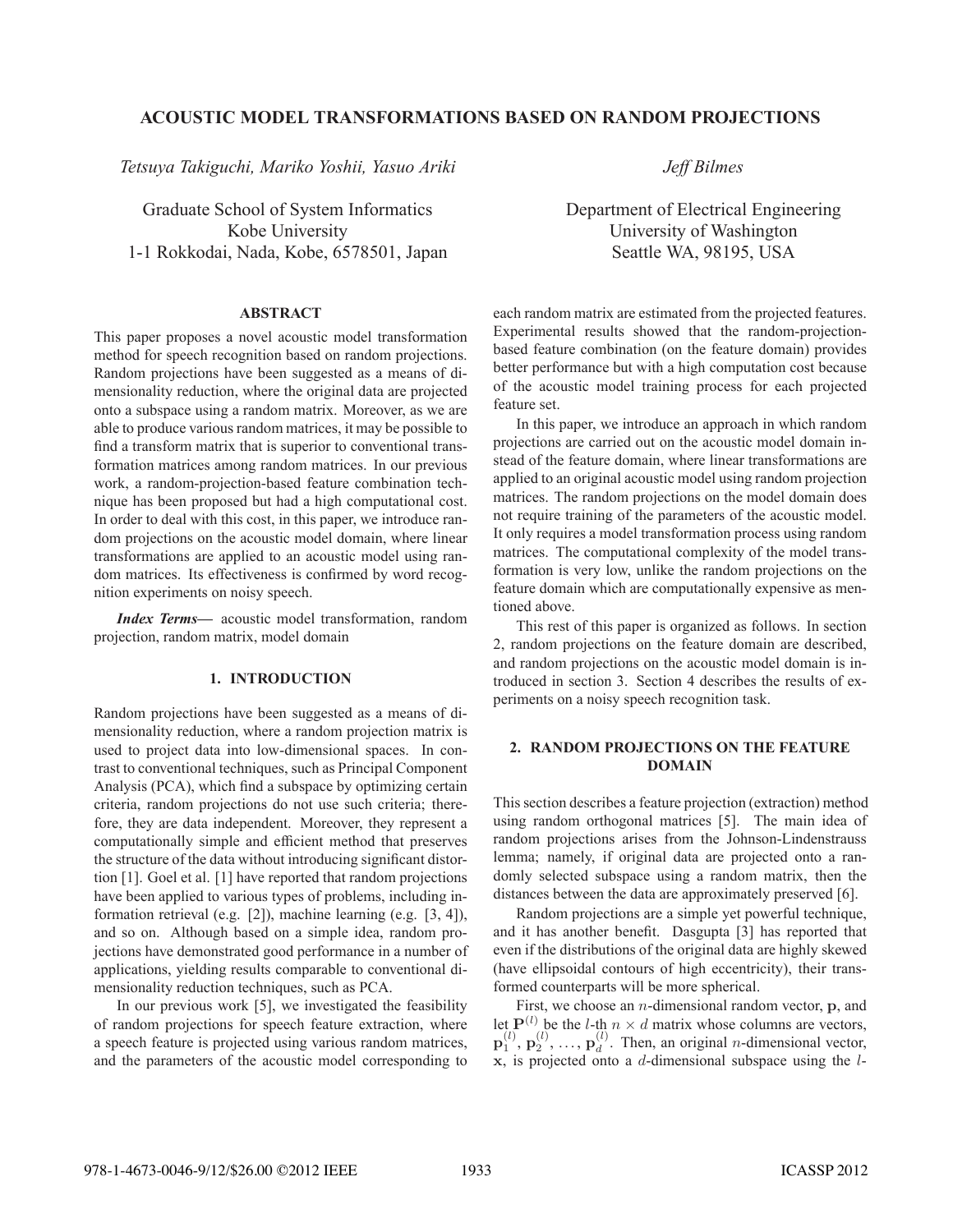# ACOUSTIC MODEL TRANSFORMATIONS BASED ON RANDOM PROJECTIONS

*Tetsuya Takiguchi, Mariko Yoshii, Yasuo Ariki*

Graduate School of System Informatics
Kobe University
1-1 Rokkodai, Nada, Kobe, 6578501, Japan

*Jeff Bilmes*

Department of Electrical Engineering
University of Washington
Seattle WA, 98195, USA

### ABSTRACT

This paper proposes a novel acoustic model transformation method for speech recognition based on random projections. Random projections have been suggested as a means of dimensionality reduction, where the original data are projected onto a subspace using a random matrix. Moreover, as we are able to produce various random matrices, it may be possible to find a transform matrix that is superior to conventional transformation matrices among random matrices. In our previous work, a random-projection-based feature combination technique has been proposed but had a high computational cost. In order to deal with this cost, in this paper, we introduce random projections on the acoustic model domain, where linear transformations are applied to an acoustic model using random matrices. Its effectiveness is confirmed by word recognition experiments on noisy speech.

***Index Terms—*** acoustic model transformation, random projection, random matrix, model domain

## 1. INTRODUCTION

Random projections have been suggested as a means of dimensionality reduction, where a random projection matrix is used to project data into low-dimensional spaces. In contrast to conventional techniques, such as Principal Component Analysis (PCA), which find a subspace by optimizing certain criteria, random projections do not use such criteria; therefore, they are data independent. Moreover, they represent a computationally simple and efficient method that preserves the structure of the data without introducing significant distortion [1]. Goel et al. [1] have reported that random projections have been applied to various types of problems, including information retrieval (e.g. [2]), machine learning (e.g. [3, 4]), and so on. Although based on a simple idea, random projections have demonstrated good performance in a number of applications, yielding results comparable to conventional dimensionality reduction techniques, such as PCA.

In our previous work [5], we investigated the feasibility of random projections for speech feature extraction, where a speech feature is projected using various random matrices, and the parameters of the acoustic model corresponding to each random matrix are estimated from the projected features. Experimental results showed that the random-projection-based feature combination (on the feature domain) provides better performance but with a high computation cost because of the acoustic model training process for each projected feature set.

In this paper, we introduce an approach in which random projections are carried out on the acoustic model domain instead of the feature domain, where linear transformations are applied to an original acoustic model using random projection matrices. The random projections on the model domain does not require training of the parameters of the acoustic model. It only requires a model transformation process using random matrices. The computational complexity of the model transformation is very low, unlike the random projections on the feature domain which are computationally expensive as mentioned above.

This rest of this paper is organized as follows. In section 2, random projections on the feature domain are described, and random projections on the acoustic model domain is introduced in section 3. Section 4 describes the results of experiments on a noisy speech recognition task.

## 2. RANDOM PROJECTIONS ON THE FEATURE DOMAIN

This section describes a feature projection (extraction) method using random orthogonal matrices [5]. The main idea of random projections arises from the Johnson-Lindenstrauss lemma; namely, if original data are projected onto a randomly selected subspace using a random matrix, then the distances between the data are approximately preserved [6].

Random projections are a simple yet powerful technique, and it has another benefit. Dasgupta [3] has reported that even if the distributions of the original data are highly skewed (have ellipsoidal contours of high eccentricity), their transformed counterparts will be more spherical.

First, we choose an $n$-dimensional random vector, $\mathbf{p}$, and let $\mathbf{P}^{(l)}$ be the $l$-th $n \times d$ matrix whose columns are vectors, $\mathbf{p}_1^{(l)}, \mathbf{p}_2^{(l)}, \ldots, \mathbf{p}_d^{(l)}$. Then, an original $n$-dimensional vector, $\mathbf{x}$, is projected onto a $d$-dimensional subspace using the $l$-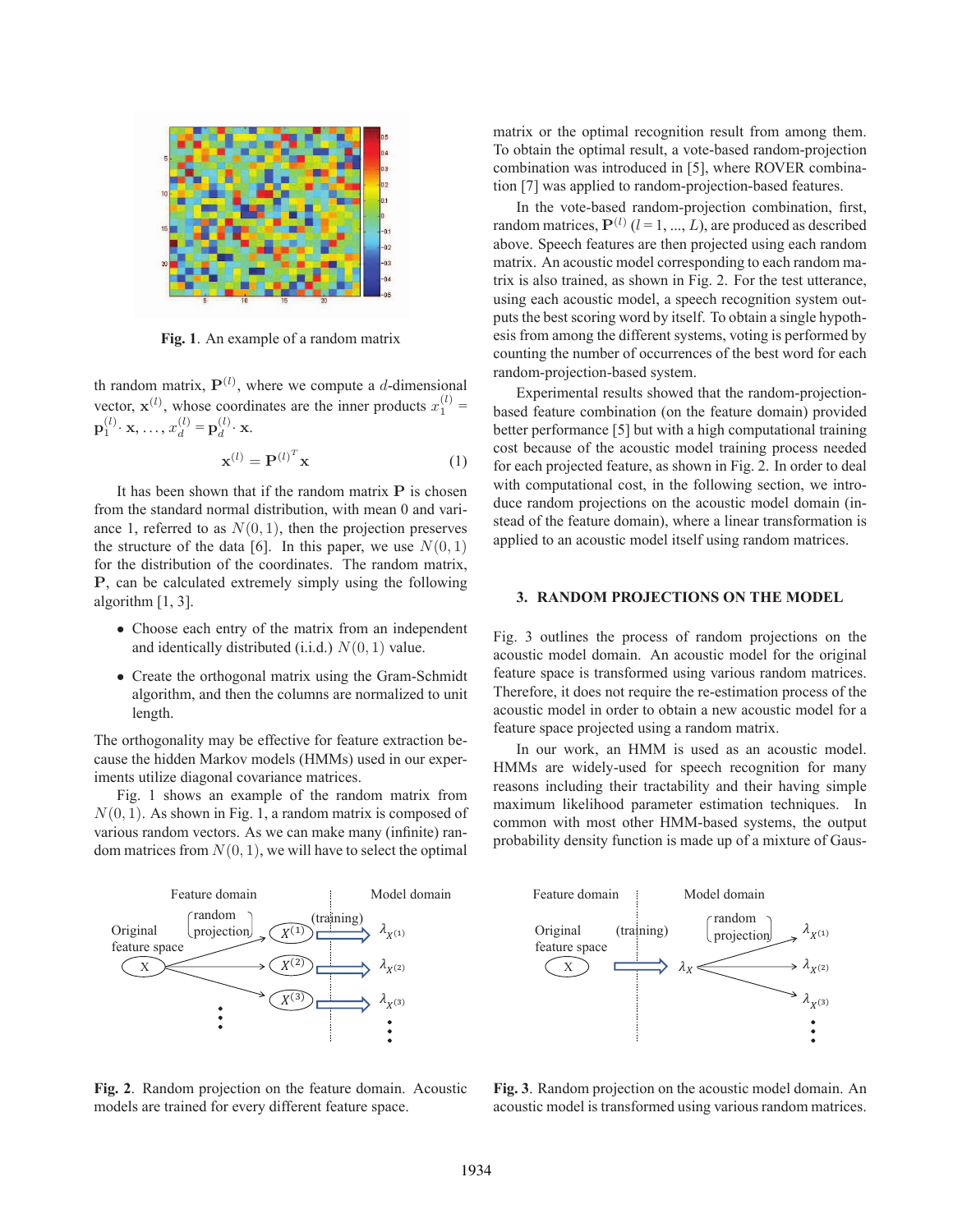Fig. 1. An example of a random matrix

th random matrix, $\mathbf{P}^{(l)}$, where we compute a $d$-dimensional vector, $\mathbf{x}^{(l)}$, whose coordinates are the inner products $x_1^{(l)} = \mathbf{p}_1^{(l)} \cdot \mathbf{x}, \ldots, x_d^{(l)} = \mathbf{p}_d^{(l)} \cdot \mathbf{x}$.

$$\mathbf{x}^{(l)} = \mathbf{P}^{(l)^T} \mathbf{x} \tag{1}$$

It has been shown that if the random matrix $\mathbf{P}$ is chosen from the standard normal distribution, with mean 0 and variance 1, referred to as $N(0, 1)$, then the projection preserves the structure of the data [6]. In this paper, we use $N(0, 1)$ for the distribution of the coordinates. The random matrix, $\mathbf{P}$, can be calculated extremely simply using the following algorithm [1, 3].

- Choose each entry of the matrix from an independent and identically distributed (i.i.d.) $N(0, 1)$ value.
- Create the orthogonal matrix using the Gram-Schmidt algorithm, and then the columns are normalized to unit length.

The orthogonality may be effective for feature extraction because the hidden Markov models (HMMs) used in our experiments utilize diagonal covariance matrices.

Fig. 1 shows an example of the random matrix from $N(0, 1)$. As shown in Fig. 1, a random matrix is composed of various random vectors. As we can make many (infinite) random matrices from $N(0, 1)$, we will have to select the optimal matrix or the optimal recognition result from among them. To obtain the optimal result, a vote-based random-projection combination was introduced in [5], where ROVER combination [7] was applied to random-projection-based features.

In the vote-based random-projection combination, first, random matrices, $\mathbf{P}^{(l)}$ ($l = 1, ..., L$), are produced as described above. Speech features are then projected using each random matrix. An acoustic model corresponding to each random matrix is also trained, as shown in Fig. 2. For the test utterance, using each acoustic model, a speech recognition system outputs the best scoring word by itself. To obtain a single hypothesis from among the different systems, voting is performed by counting the number of occurrences of the best word for each random-projection-based system.

Experimental results showed that the random-projection-based feature combination (on the feature domain) provided better performance [5] but with a high computational training cost because of the acoustic model training process needed for each projected feature, as shown in Fig. 2. In order to deal with computational cost, in the following section, we introduce random projections on the acoustic model domain (instead of the feature domain), where a linear transformation is applied to an acoustic model itself using random matrices.

## 3. RANDOM PROJECTIONS ON THE MODEL

Fig. 3 outlines the process of random projections on the acoustic model domain. An acoustic model for the original feature space is transformed using various random matrices. Therefore, it does not require the re-estimation process of the acoustic model in order to obtain a new acoustic model for a feature space projected using a random matrix.

In our work, an HMM is used as an acoustic model. HMMs are widely-used for speech recognition for many reasons including their tractability and their having simple maximum likelihood parameter estimation techniques. In common with most other HMM-based systems, the output probability density function is made up of a mixture of Gaus-

Feature domain
Model domain
Original feature space
X
random projection
$X^{(1)}$
$X^{(2)}$
$X^{(3)}$
(training)
$\lambda_{X^{(1)}}$
$\lambda_{X^{(2)}}$
$\lambda_{X^{(3)}}$

Fig. 2. Random projection on the feature domain. Acoustic models are trained for every different feature space.

Feature domain
Model domain
Original feature space
X
(training)
$\lambda_X$
random projection
$\lambda_{X^{(1)}}$
$\lambda_{X^{(2)}}$
$\lambda_{X^{(3)}}$

Fig. 3. Random projection on the acoustic model domain. An acoustic model is transformed using various random matrices.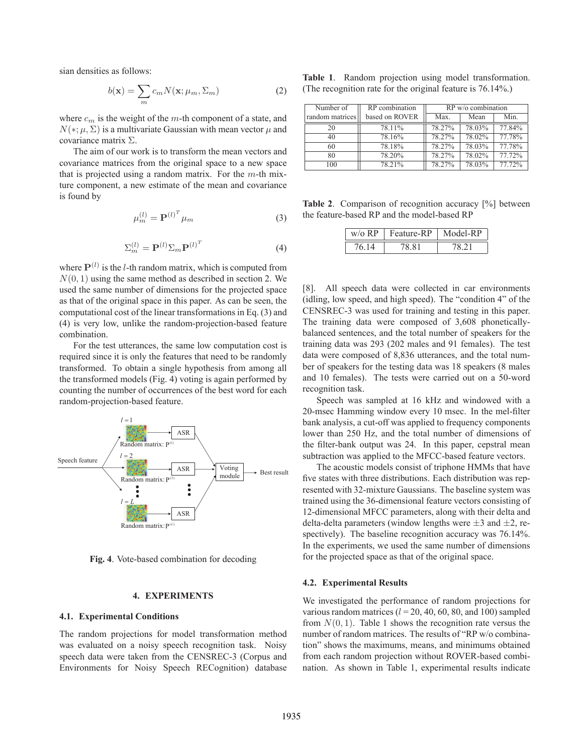sian densities as follows:

$$b(\mathbf{x}) = \sum_{m} c_m N(\mathbf{x}; \mu_m, \Sigma_m) \tag{2}$$

where $c_m$ is the weight of the $m$-th component of a state, and $N(*; \mu, \Sigma)$ is a multivariate Gaussian with mean vector $\mu$ and covariance matrix $\Sigma$.

The aim of our work is to transform the mean vectors and covariance matrices from the original space to a new space that is projected using a random matrix. For the $m$-th mixture component, a new estimate of the mean and covariance is found by

$$\mu_m^{(l)} = \mathbf{P}^{(l)^T} \mu_m \tag{3}$$

$$\Sigma_m^{(l)} = \mathbf{P}^{(l)} \Sigma_m \mathbf{P}^{(l)^T} \tag{4}$$

where $\mathbf{P}^{(l)}$ is the $l$-th random matrix, which is computed from $N(0, 1)$ using the same method as described in section 2. We used the same number of dimensions for the projected space as that of the original space in this paper. As can be seen, the computational cost of the linear transformations in Eq. (3) and (4) is very low, unlike the random-projection-based feature combination.

For the test utterances, the same low computation cost is required since it is only the features that need to be randomly transformed. To obtain a single hypothesis from among all the transformed models (Fig. 4) voting is again performed by counting the number of occurrences of the best word for each random-projection-based feature.

Speech feature

$l = 1$

Random matrix: $P^{(1)}$

ASR

$l = 2$

Random matrix: $P^{(2)}$

ASR

$l = L$

Random matrix: $P^{(L)}$

ASR

Voting module

Best result

**Fig. 4**. Vote-based combination for decoding

## 4. EXPERIMENTS

### 4.1. Experimental Conditions

The random projections for model transformation method was evaluated on a noisy speech recognition task. Noisy speech data were taken from the CENSREC-3 (Corpus and Environments for Noisy Speech RECognition) database

**Table 1**. Random projection using model transformation. (The recognition rate for the original feature is 76.14%.)

| Number of random matrices | RP combination based on ROVER | RP w/o combination | | |
|---|---|---|---|---|
| | | Max. | Mean | Min. |
| 20 | 78.11% | 78.27% | 78.03% | 77.84% |
| 40 | 78.16% | 78.27% | 78.02% | 77.78% |
| 60 | 78.18% | 78.27% | 78.03% | 77.78% |
| 80 | 78.20% | 78.27% | 78.02% | 77.72% |
| 100 | 78.21% | 78.27% | 78.03% | 77.72% |

**Table 2**. Comparison of recognition accuracy [%] between the feature-based RP and the model-based RP

| w/o RP | Feature-RP | Model-RP |
|---|---|---|
| 76.14 | 78.81 | 78.21 |

[8]. All speech data were collected in car environments (idling, low speed, and high speed). The "condition 4" of the CENSREC-3 was used for training and testing in this paper. The training data were composed of 3,608 phonetically-balanced sentences, and the total number of speakers for the training data was 293 (202 males and 91 females). The test data were composed of 8,836 utterances, and the total number of speakers for the testing data was 18 speakers (8 males and 10 females). The tests were carried out on a 50-word recognition task.

Speech was sampled at 16 kHz and windowed with a 20-msec Hamming window every 10 msec. In the mel-filter bank analysis, a cut-off was applied to frequency components lower than 250 Hz, and the total number of dimensions of the filter-bank output was 24. In this paper, cepstral mean subtraction was applied to the MFCC-based feature vectors.

The acoustic models consist of triphone HMMs that have five states with three distributions. Each distribution was represented with 32-mixture Gaussians. The baseline system was trained using the 36-dimensional feature vectors consisting of 12-dimensional MFCC parameters, along with their delta and delta-delta parameters (window lengths were $\pm 3$ and $\pm 2$, respectively). The baseline recognition accuracy was 76.14%. In the experiments, we used the same number of dimensions for the projected space as that of the original space.

### 4.2. Experimental Results

We investigated the performance of random projections for various random matrices ($l$ = 20, 40, 60, 80, and 100) sampled from $N(0, 1)$. Table 1 shows the recognition rate versus the number of random matrices. The results of "RP w/o combination" shows the maximums, means, and minimums obtained from each random projection without ROVER-based combination. As shown in Table 1, experimental results indicate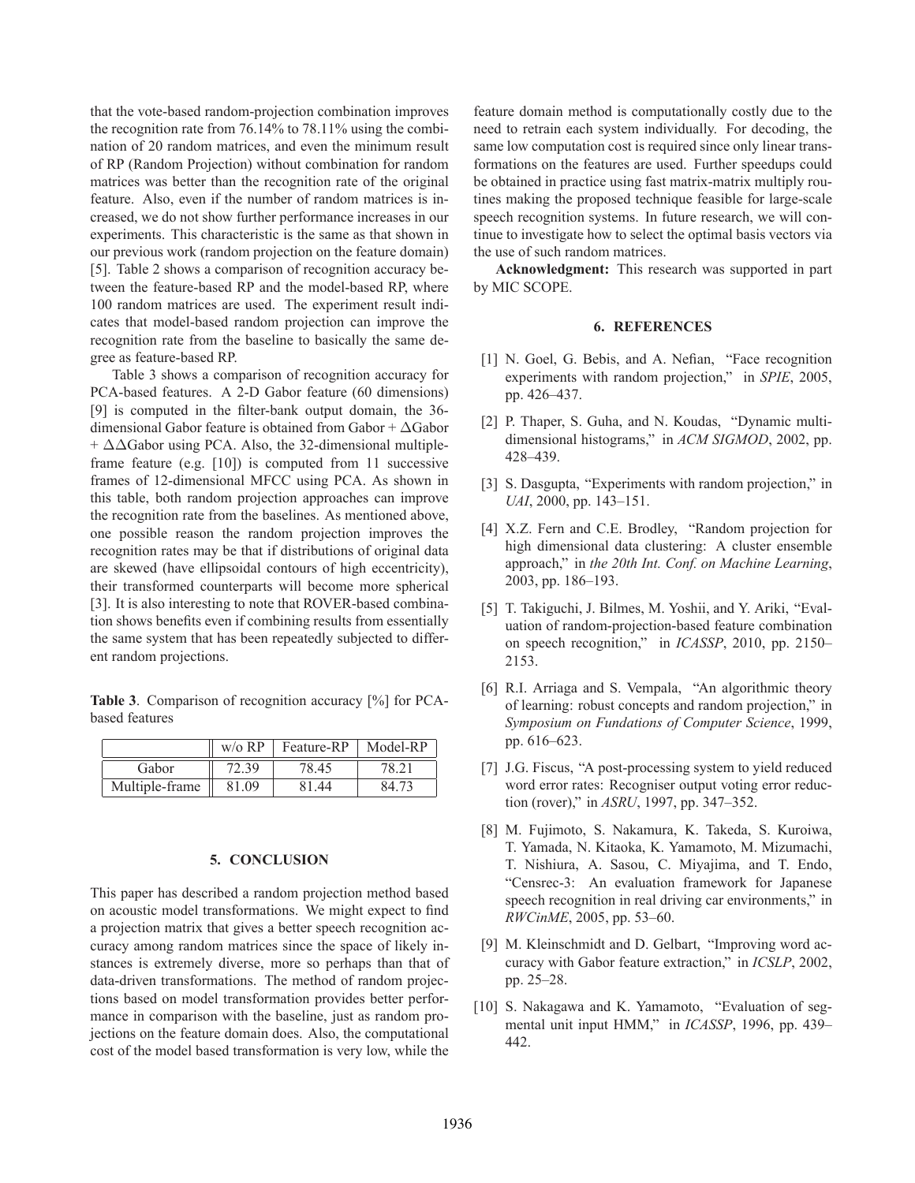that the vote-based random-projection combination improves the recognition rate from 76.14% to 78.11% using the combination of 20 random matrices, and even the minimum result of RP (Random Projection) without combination for random matrices was better than the recognition rate of the original feature. Also, even if the number of random matrices is increased, we do not show further performance increases in our experiments. This characteristic is the same as that shown in our previous work (random projection on the feature domain) [5]. Table 2 shows a comparison of recognition accuracy between the feature-based RP and the model-based RP, where 100 random matrices are used. The experiment result indicates that model-based random projection can improve the recognition rate from the baseline to basically the same degree as feature-based RP.

Table 3 shows a comparison of recognition accuracy for PCA-based features. A 2-D Gabor feature (60 dimensions) [9] is computed in the filter-bank output domain, the 36-dimensional Gabor feature is obtained from Gabor + $\Delta$Gabor + $\Delta\Delta$Gabor using PCA. Also, the 32-dimensional multiple-frame feature (e.g. [10]) is computed from 11 successive frames of 12-dimensional MFCC using PCA. As shown in this table, both random projection approaches can improve the recognition rate from the baselines. As mentioned above, one possible reason the random projection improves the recognition rates may be that if distributions of original data are skewed (have ellipsoidal contours of high eccentricity), their transformed counterparts will become more spherical [3]. It is also interesting to note that ROVER-based combination shows benefits even if combining results from essentially the same system that has been repeatedly subjected to different random projections.

**Table 3**. Comparison of recognition accuracy [%] for PCA-based features

| | w/o RP | Feature-RP | Model-RP |
|---|---|---|---|
| Gabor | 72.39 | 78.45 | 78.21 |
| Multiple-frame | 81.09 | 81.44 | 84.73 |

## 5. CONCLUSION

This paper has described a random projection method based on acoustic model transformations. We might expect to find a projection matrix that gives a better speech recognition accuracy among random matrices since the space of likely instances is extremely diverse, more so perhaps than that of data-driven transformations. The method of random projections based on model transformation provides better performance in comparison with the baseline, just as random projections on the feature domain does. Also, the computational cost of the model based transformation is very low, while the feature domain method is computationally costly due to the need to retrain each system individually. For decoding, the same low computation cost is required since only linear transformations on the features are used. Further speedups could be obtained in practice using fast matrix-matrix multiply routines making the proposed technique feasible for large-scale speech recognition systems. In future research, we will continue to investigate how to select the optimal basis vectors via the use of such random matrices.

**Acknowledgment:** This research was supported in part by MIC SCOPE.

## 6. REFERENCES

[1] N. Goel, G. Bebis, and A. Nefian, "Face recognition experiments with random projection," in *SPIE*, 2005, pp. 426–437.

[2] P. Thaper, S. Guha, and N. Koudas, "Dynamic multidimensional histograms," in *ACM SIGMOD*, 2002, pp. 428–439.

[3] S. Dasgupta, "Experiments with random projection," in *UAI*, 2000, pp. 143–151.

[4] X.Z. Fern and C.E. Brodley, "Random projection for high dimensional data clustering: A cluster ensemble approach," in *the 20th Int. Conf. on Machine Learning*, 2003, pp. 186–193.

[5] T. Takiguchi, J. Bilmes, M. Yoshii, and Y. Ariki, "Evaluation of random-projection-based feature combination on speech recognition," in *ICASSP*, 2010, pp. 2150–2153.

[6] R.I. Arriaga and S. Vempala, "An algorithmic theory of learning: robust concepts and random projection," in *Symposium on Fundations of Computer Science*, 1999, pp. 616–623.

[7] J.G. Fiscus, "A post-processing system to yield reduced word error rates: Recogniser output voting error reduction (rover)," in *ASRU*, 1997, pp. 347–352.

[8] M. Fujimoto, S. Nakamura, K. Takeda, S. Kuroiwa, T. Yamada, N. Kitaoka, K. Yamamoto, M. Mizumachi, T. Nishiura, A. Sasou, C. Miyajima, and T. Endo, "Censrec-3: An evaluation framework for Japanese speech recognition in real driving car environments," in *RWCinME*, 2005, pp. 53–60.

[9] M. Kleinschmidt and D. Gelbart, "Improving word accuracy with Gabor feature extraction," in *ICSLP*, 2002, pp. 25–28.

[10] S. Nakagawa and K. Yamamoto, "Evaluation of segmental unit input HMM," in *ICASSP*, 1996, pp. 439–442.